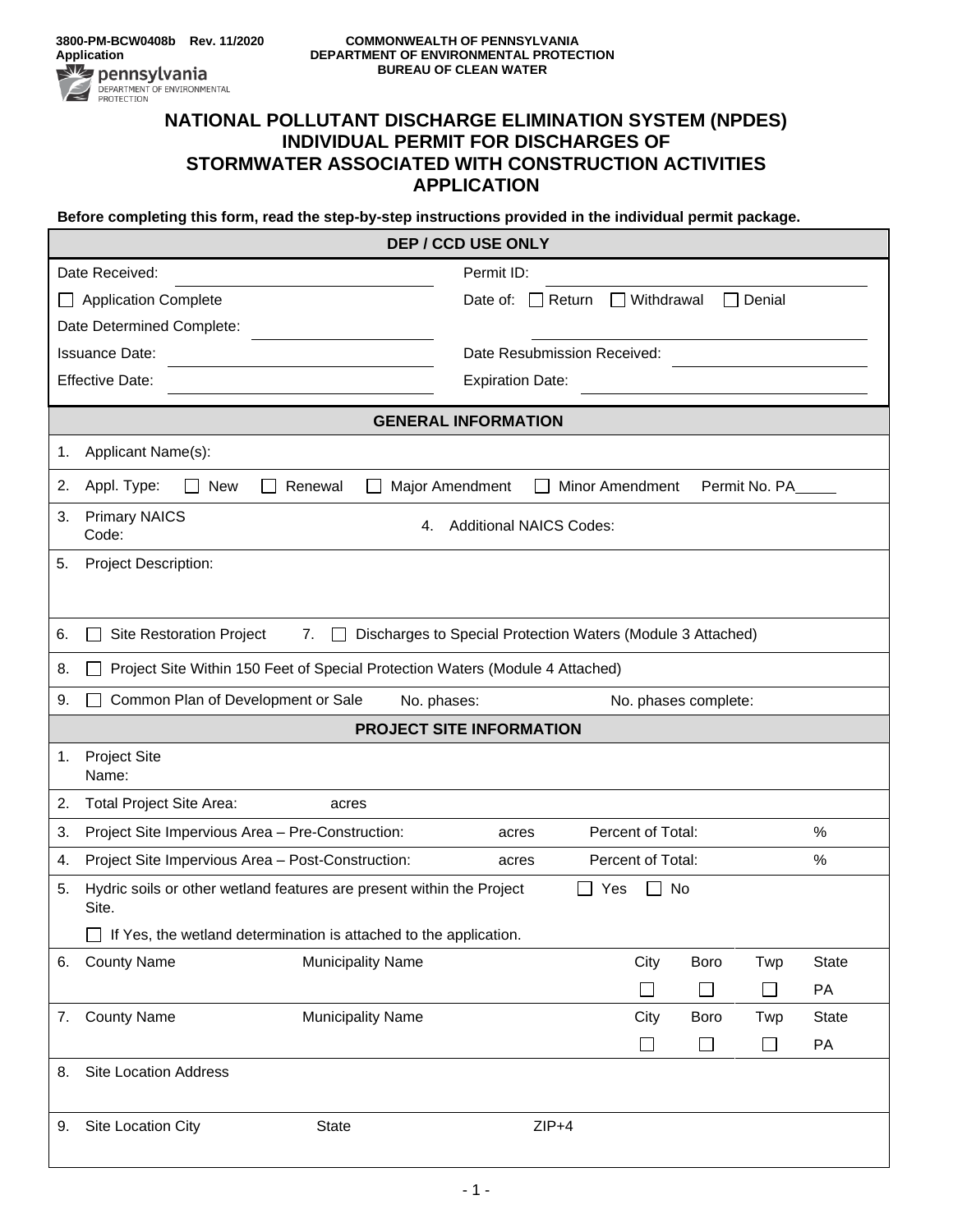3800-PM-BCW0408b Rev. 11/2020
Application

COMMONWEALTH OF PENNSYLVANIA
DEPARTMENT OF ENVIRONMENTAL PROTECTION
BUREAU OF CLEAN WATER

# NATIONAL POLLUTANT DISCHARGE ELIMINATION SYSTEM (NPDES) INDIVIDUAL PERMIT FOR DISCHARGES OF STORMWATER ASSOCIATED WITH CONSTRUCTION ACTIVITIES APPLICATION

**Before completing this form, read the step-by-step instructions provided in the individual permit package.**

| DEP / CCD USE ONLY | |
|---|---|
| Date Received: | Permit ID: |
| ☐ Application Complete | Date of: ☐ Return ☐ Withdrawal ☐ Denial |
| Date Determined Complete: | |
| Issuance Date: | Date Resubmission Received: |
| Effective Date: | Expiration Date: |

## GENERAL INFORMATION

1. Applicant Name(s):
2. Appl. Type: ☐ New ☐ Renewal ☐ Major Amendment ☐ Minor Amendment Permit No. PA\_\_\_\_\_
3. Primary NAICS Code: 4. Additional NAICS Codes:
5. Project Description:
6. ☐ Site Restoration Project 7. ☐ Discharges to Special Protection Waters (Module 3 Attached)
8. ☐ Project Site Within 150 Feet of Special Protection Waters (Module 4 Attached)
9. ☐ Common Plan of Development or Sale No. phases: No. phases complete:

## PROJECT SITE INFORMATION

1. Project Site Name:
2. Total Project Site Area: acres
3. Project Site Impervious Area – Pre-Construction: acres Percent of Total: %
4. Project Site Impervious Area – Post-Construction: acres Percent of Total: %
5. Hydric soils or other wetland features are present within the Project Site. ☐ Yes ☐ No
   ☐ If Yes, the wetland determination is attached to the application.

| | County Name | Municipality Name | City | Boro | Twp | State |
|---|---|---|---|---|---|---|
| 6. | | | ☐ | ☐ | ☐ | PA |
| 7. | | | ☐ | ☐ | ☐ | PA |

8. Site Location Address
9. Site Location City State ZIP+4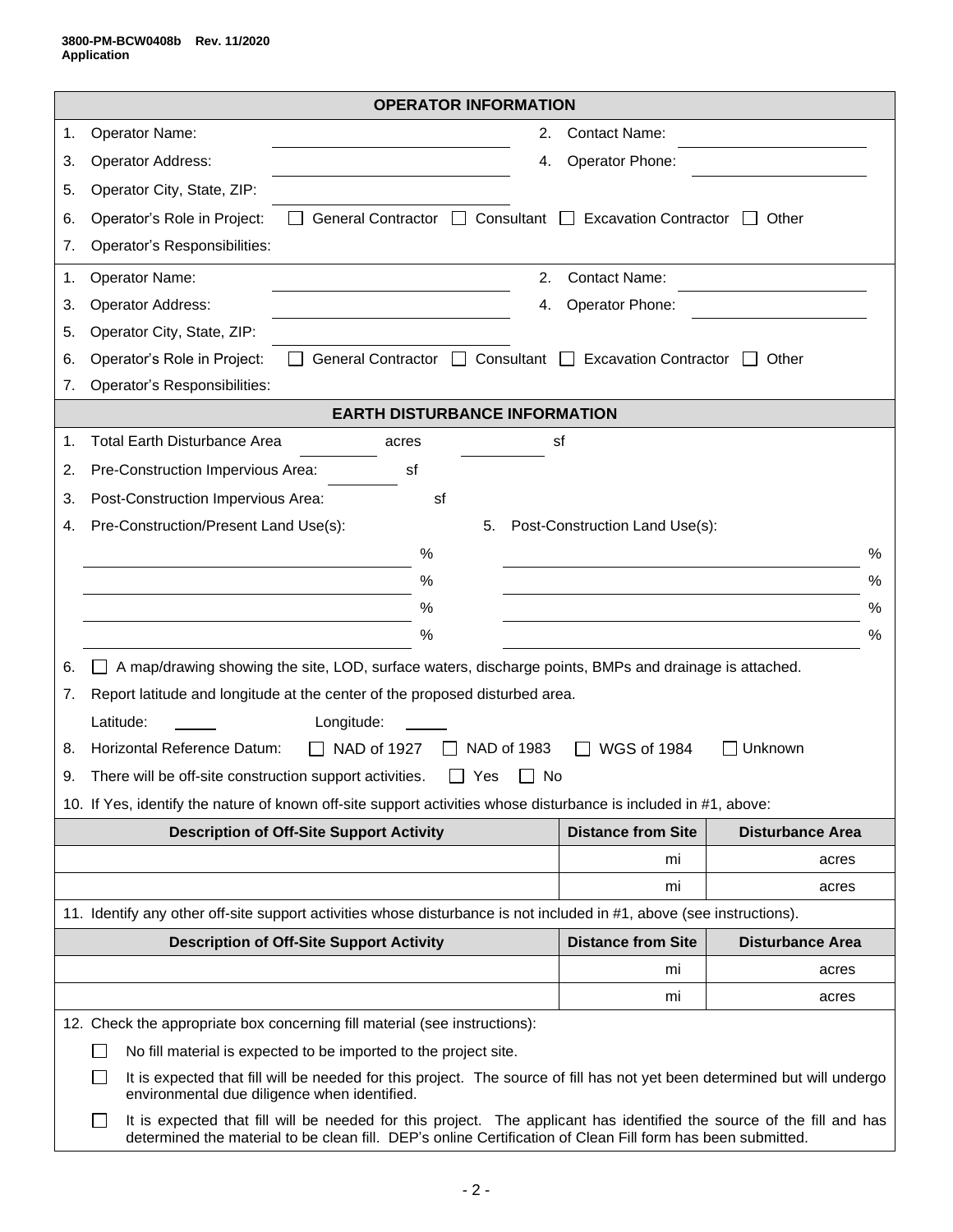## OPERATOR INFORMATION

1. Operator Name: ____________________ 2. Contact Name: ____________________
3. Operator Address: ____________________ 4. Operator Phone: ____________________
5. Operator City, State, ZIP: ____________________
6. Operator's Role in Project: ☐ General Contractor ☐ Consultant ☐ Excavation Contractor ☐ Other
7. Operator's Responsibilities:

1. Operator Name: ____________________ 2. Contact Name: ____________________
3. Operator Address: ____________________ 4. Operator Phone: ____________________
5. Operator City, State, ZIP: ____________________
6. Operator's Role in Project: ☐ General Contractor ☐ Consultant ☐ Excavation Contractor ☐ Other
7. Operator's Responsibilities:

## EARTH DISTURBANCE INFORMATION

1. Total Earth Disturbance Area ________ acres ________ sf
2. Pre-Construction Impervious Area: ________ sf
3. Post-Construction Impervious Area: ________ sf
4. Pre-Construction/Present Land Use(s): 5. Post-Construction Land Use(s):

| Pre-Construction/Present Land Use(s) | | Post-Construction Land Use(s) | |
|---|---|---|---|
| | % | | % |
| | % | | % |
| | % | | % |
| | % | | % |

6. ☐ A map/drawing showing the site, LOD, surface waters, discharge points, BMPs and drainage is attached.
7. Report latitude and longitude at the center of the proposed disturbed area.

   Latitude: ____ Longitude: ____
8. Horizontal Reference Datum: ☐ NAD of 1927 ☐ NAD of 1983 ☐ WGS of 1984 ☐ Unknown
9. There will be off-site construction support activities. ☐ Yes ☐ No
10. If Yes, identify the nature of known off-site support activities whose disturbance is included in #1, above:

| Description of Off-Site Support Activity | Distance from Site | Disturbance Area |
|---|---|---|
| | mi | acres |
| | mi | acres |

11. Identify any other off-site support activities whose disturbance is not included in #1, above (see instructions).

| Description of Off-Site Support Activity | Distance from Site | Disturbance Area |
|---|---|---|
| | mi | acres |
| | mi | acres |

12. Check the appropriate box concerning fill material (see instructions):

    ☐ No fill material is expected to be imported to the project site.

    ☐ It is expected that fill will be needed for this project. The source of fill has not yet been determined but will undergo environmental due diligence when identified.

    ☐ It is expected that fill will be needed for this project. The applicant has identified the source of the fill and has determined the material to be clean fill. DEP's online Certification of Clean Fill form has been submitted.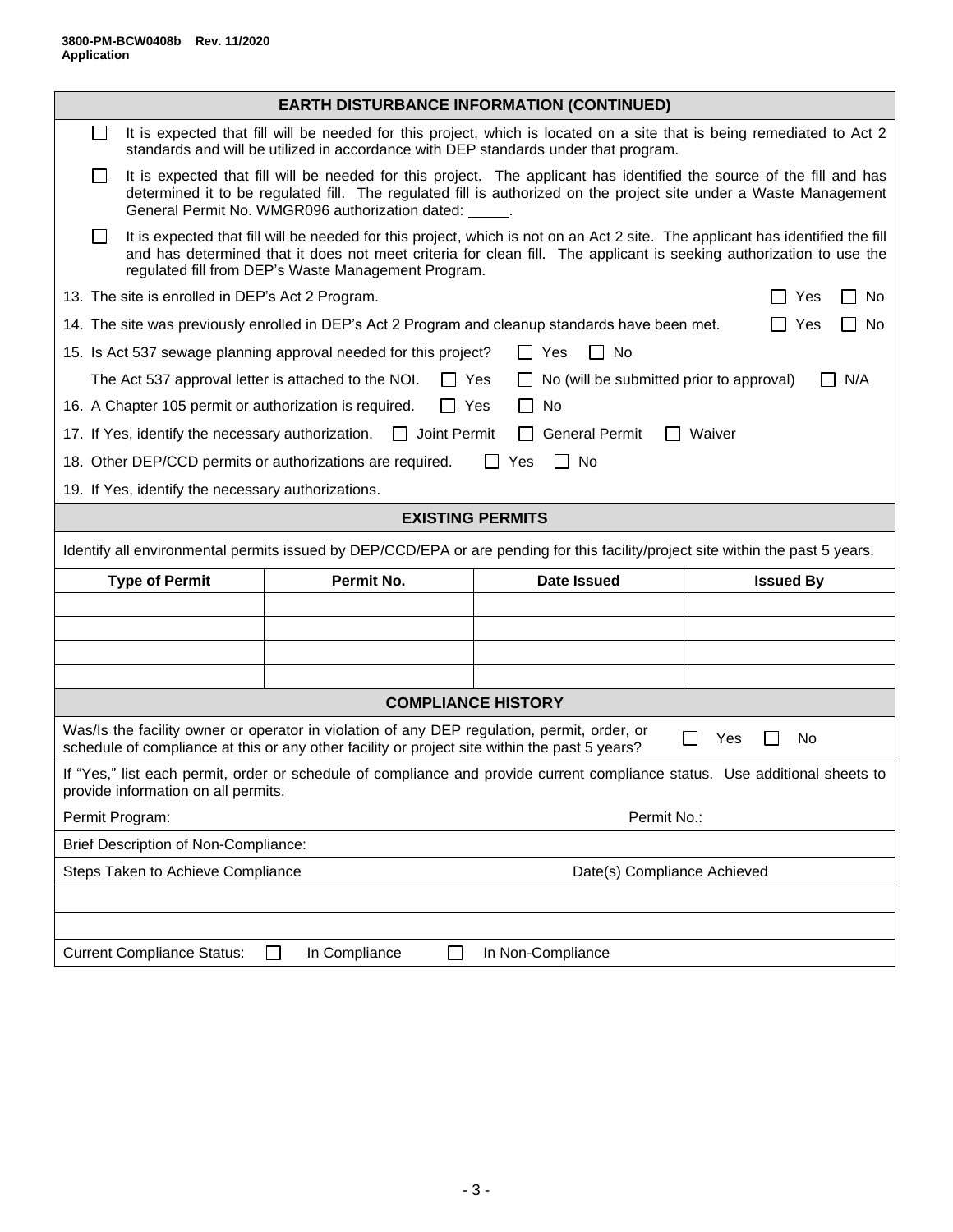**3800-PM-BCW0408b Rev. 11/2020**
**Application**

## EARTH DISTURBANCE INFORMATION (CONTINUED)

☐ It is expected that fill will be needed for this project, which is located on a site that is being remediated to Act 2 standards and will be utilized in accordance with DEP standards under that program.

☐ It is expected that fill will be needed for this project. The applicant has identified the source of the fill and has determined it to be regulated fill. The regulated fill is authorized on the project site under a Waste Management General Permit No. WMGR096 authorization dated: _____.

☐ It is expected that fill will be needed for this project, which is not on an Act 2 site. The applicant has identified the fill and has determined that it does not meet criteria for clean fill. The applicant is seeking authorization to use the regulated fill from DEP's Waste Management Program.

13. The site is enrolled in DEP's Act 2 Program. ☐ Yes ☐ No

14. The site was previously enrolled in DEP's Act 2 Program and cleanup standards have been met. ☐ Yes ☐ No

15. Is Act 537 sewage planning approval needed for this project? ☐ Yes ☐ No

    The Act 537 approval letter is attached to the NOI. ☐ Yes ☐ No (will be submitted prior to approval) ☐ N/A

16. A Chapter 105 permit or authorization is required. ☐ Yes ☐ No

17. If Yes, identify the necessary authorization. ☐ Joint Permit ☐ General Permit ☐ Waiver

18. Other DEP/CCD permits or authorizations are required. ☐ Yes ☐ No

19. If Yes, identify the necessary authorizations.

## EXISTING PERMITS

Identify all environmental permits issued by DEP/CCD/EPA or are pending for this facility/project site within the past 5 years.

| Type of Permit | Permit No. | Date Issued | Issued By |
|---|---|---|---|
| | | | |
| | | | |
| | | | |
| | | | |

## COMPLIANCE HISTORY

Was/Is the facility owner or operator in violation of any DEP regulation, permit, order, or schedule of compliance at this or any other facility or project site within the past 5 years? ☐ Yes ☐ No

If "Yes," list each permit, order or schedule of compliance and provide current compliance status. Use additional sheets to provide information on all permits.

Permit Program: Permit No.:

Brief Description of Non-Compliance:

| Steps Taken to Achieve Compliance | Date(s) Compliance Achieved |
|---|---|
| | |
| | |

Current Compliance Status: ☐ In Compliance ☐ In Non-Compliance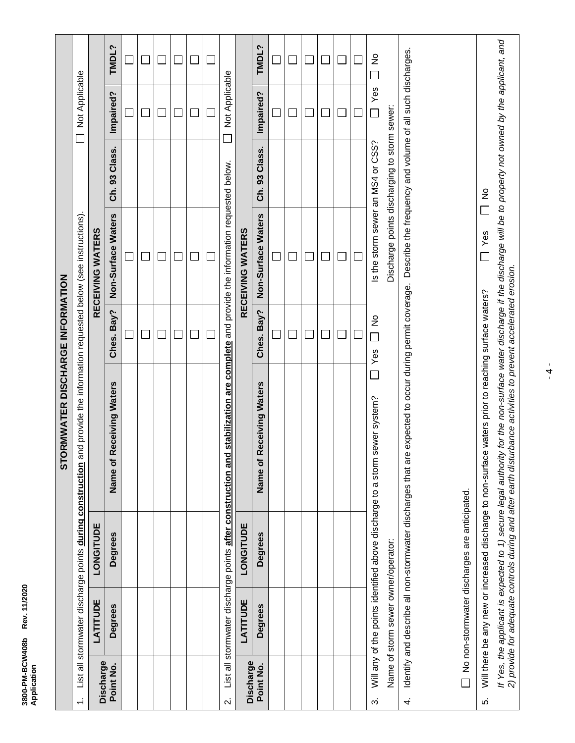## STORMWATER DISCHARGE INFORMATION

1. List all stormwater discharge points **during construction** and provide the information requested below (see instructions). ☐ Not Applicable

| Discharge Point No. | LATITUDE Degrees | LONGITUDE Degrees | Name of Receiving Waters | RECEIVING WATERS Ches. Bay? | Non-Surface Waters | Ch. 93 Class. | Impaired? | TMDL? |
|---|---|---|---|---|---|---|---|---|
| | | | | ☐ | ☐ | | ☐ | ☐ |
| | | | | ☐ | ☐ | | ☐ | ☐ |
| | | | | ☐ | ☐ | | ☐ | ☐ |
| | | | | ☐ | ☐ | | ☐ | ☐ |
| | | | | ☐ | ☐ | | ☐ | ☐ |
| | | | | ☐ | ☐ | | ☐ | ☐ |

2. List all stormwater discharge points **after construction and stabilization are complete** and provide the information requested below. ☐ Not Applicable

| Discharge Point No. | LATITUDE Degrees | LONGITUDE Degrees | Name of Receiving Waters | RECEIVING WATERS Ches. Bay? | Non-Surface Waters | Ch. 93 Class. | Impaired? | TMDL? |
|---|---|---|---|---|---|---|---|---|
| | | | | ☐ | ☐ | | ☐ | ☐ |
| | | | | ☐ | ☐ | | ☐ | ☐ |
| | | | | ☐ | ☐ | | ☐ | ☐ |
| | | | | ☐ | ☐ | | ☐ | ☐ |
| | | | | ☐ | ☐ | | ☐ | ☐ |
| | | | | ☐ | ☐ | | ☐ | ☐ |

3. Will any of the points identified above discharge to a storm sewer system? ☐ Yes ☐ No  Is the storm sewer an MS4 or CSS? ☐ Yes ☐ No

Name of storm sewer owner/operator: Discharge points discharging to storm sewer:

4. Identify and describe all non-stormwater discharges that are expected to occur during permit coverage. Describe the frequency and volume of all such discharges.

☐ No non-stormwater discharges are anticipated.

5. Will there be any new or increased discharge to non-surface waters prior to reaching surface waters? ☐ Yes ☐ No

*If Yes, the applicant is expected to 1) secure legal authority for the non-surface water discharge if the discharge will be to property not owned by the applicant, and 2) provide for adequate controls during and after earth disturbance activities to prevent accelerated erosion.*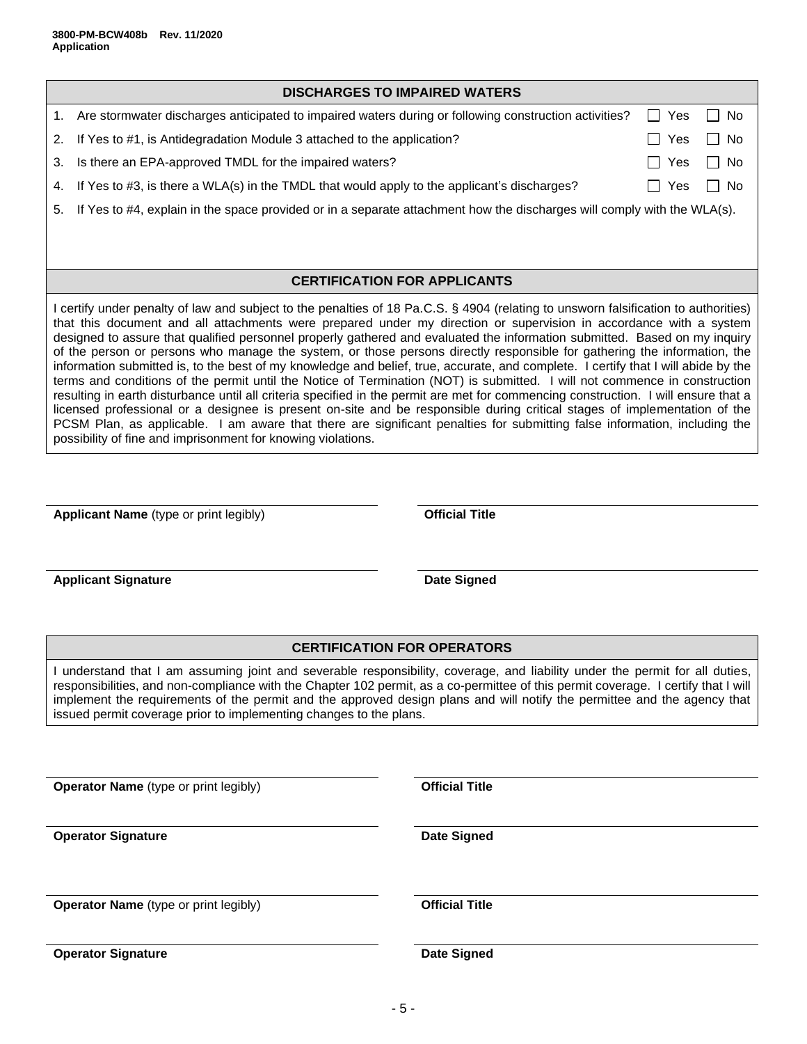## DISCHARGES TO IMPAIRED WATERS

1. Are stormwater discharges anticipated to impaired waters during or following construction activities? ☐ Yes ☐ No
2. If Yes to #1, is Antidegradation Module 3 attached to the application? ☐ Yes ☐ No
3. Is there an EPA-approved TMDL for the impaired waters? ☐ Yes ☐ No
4. If Yes to #3, is there a WLA(s) in the TMDL that would apply to the applicant's discharges? ☐ Yes ☐ No
5. If Yes to #4, explain in the space provided or in a separate attachment how the discharges will comply with the WLA(s).

## CERTIFICATION FOR APPLICANTS

I certify under penalty of law and subject to the penalties of 18 Pa.C.S. § 4904 (relating to unsworn falsification to authorities) that this document and all attachments were prepared under my direction or supervision in accordance with a system designed to assure that qualified personnel properly gathered and evaluated the information submitted. Based on my inquiry of the person or persons who manage the system, or those persons directly responsible for gathering the information, the information submitted is, to the best of my knowledge and belief, true, accurate, and complete. I certify that I will abide by the terms and conditions of the permit until the Notice of Termination (NOT) is submitted. I will not commence in construction resulting in earth disturbance until all criteria specified in the permit are met for commencing construction. I will ensure that a licensed professional or a designee is present on-site and be responsible during critical stages of implementation of the PCSM Plan, as applicable. I am aware that there are significant penalties for submitting false information, including the possibility of fine and imprisonment for knowing violations.

**Applicant Name** (type or print legibly) **Official Title**

**Applicant Signature** **Date Signed**

## CERTIFICATION FOR OPERATORS

I understand that I am assuming joint and severable responsibility, coverage, and liability under the permit for all duties, responsibilities, and non-compliance with the Chapter 102 permit, as a co-permittee of this permit coverage. I certify that I will implement the requirements of the permit and the approved design plans and will notify the permittee and the agency that issued permit coverage prior to implementing changes to the plans.

**Operator Name** (type or print legibly) **Official Title**

**Operator Signature** **Date Signed**

**Operator Name** (type or print legibly) **Official Title**

**Operator Signature** **Date Signed**